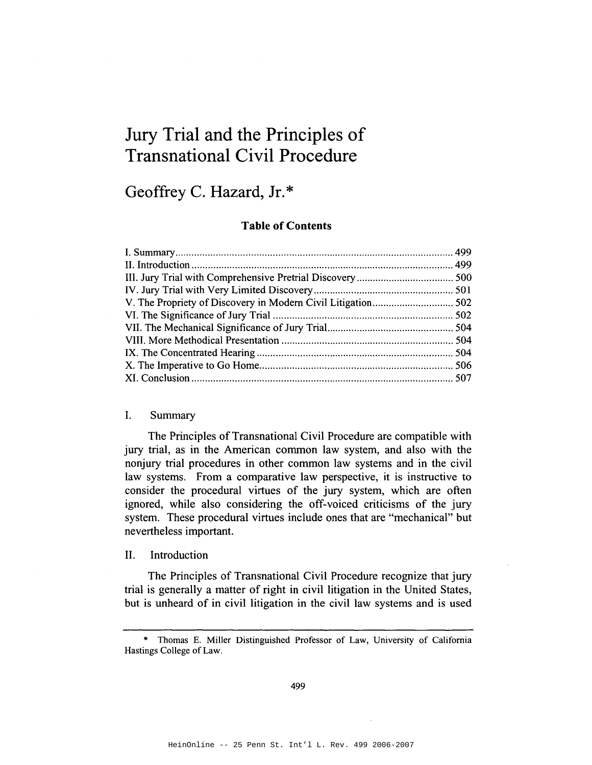# Jury Trial and the Principles of Transnational Civil Procedure

## Geoffrey C. Hazard, Jr.*

**Table of Contents**

| | |
|---|---|
| I. Summary | 499 |
| II. Introduction | 499 |
| III. Jury Trial with Comprehensive Pretrial Discovery | 500 |
| IV. Jury Trial with Very Limited Discovery | 501 |
| V. The Propriety of Discovery in Modern Civil Litigation | 502 |
| VI. The Significance of Jury Trial | 502 |
| VII. The Mechanical Significance of Jury Trial | 504 |
| VIII. More Methodical Presentation | 504 |
| IX. The Concentrated Hearing | 504 |
| X. The Imperative to Go Home | 506 |
| XI. Conclusion | 507 |

## I. Summary

The Principles of Transnational Civil Procedure are compatible with jury trial, as in the American common law system, and also with the nonjury trial procedures in other common law systems and in the civil law systems. From a comparative law perspective, it is instructive to consider the procedural virtues of the jury system, which are often ignored, while also considering the oft-voiced criticisms of the jury system. These procedural virtues include ones that are "mechanical" but nevertheless important.

## II. Introduction

The Principles of Transnational Civil Procedure recognize that jury trial is generally a matter of right in civil litigation in the United States, but is unheard of in civil litigation in the civil law systems and is used

---

\* Thomas E. Miller Distinguished Professor of Law, University of California Hastings College of Law.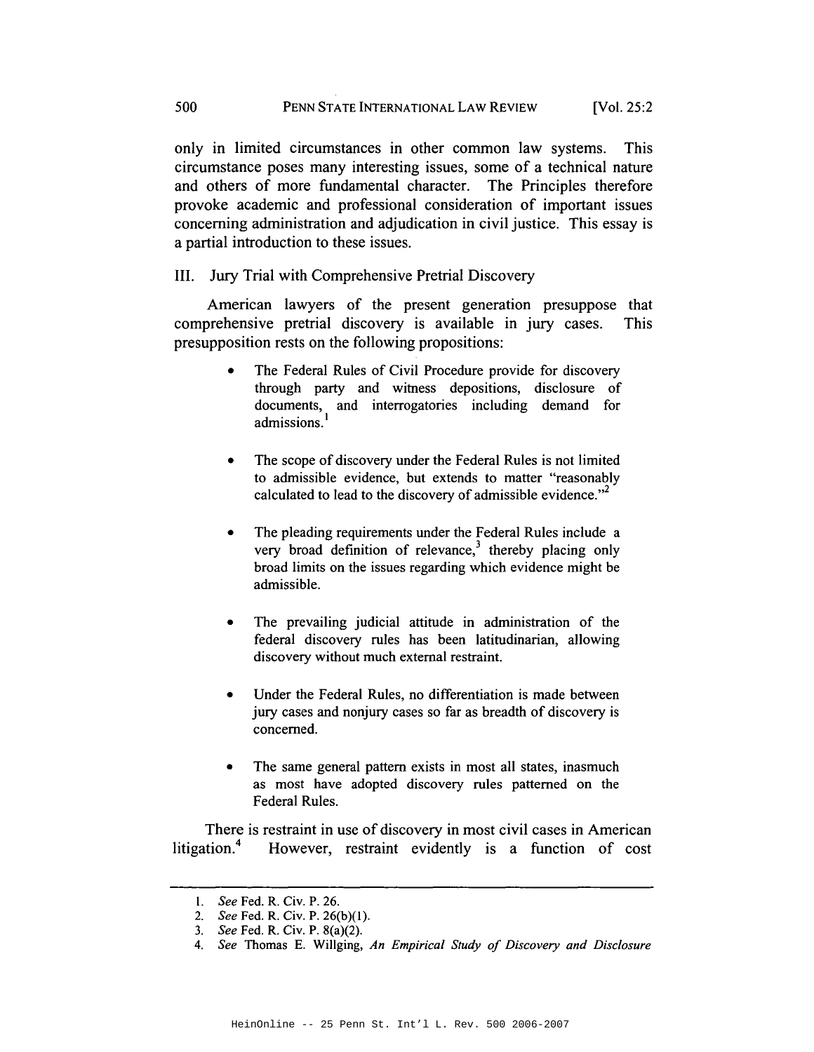only in limited circumstances in other common law systems. This circumstance poses many interesting issues, some of a technical nature and others of more fundamental character. The Principles therefore provoke academic and professional consideration of important issues concerning administration and adjudication in civil justice. This essay is a partial introduction to these issues.

## III. Jury Trial with Comprehensive Pretrial Discovery

American lawyers of the present generation presuppose that comprehensive pretrial discovery is available in jury cases. This presupposition rests on the following propositions:

- The Federal Rules of Civil Procedure provide for discovery through party and witness depositions, disclosure of documents, and interrogatories including demand for admissions.[1]

- The scope of discovery under the Federal Rules is not limited to admissible evidence, but extends to matter "reasonably calculated to lead to the discovery of admissible evidence."[2]

- The pleading requirements under the Federal Rules include a very broad definition of relevance,[3] thereby placing only broad limits on the issues regarding which evidence might be admissible.

- The prevailing judicial attitude in administration of the federal discovery rules has been latitudinarian, allowing discovery without much external restraint.

- Under the Federal Rules, no differentiation is made between jury cases and nonjury cases so far as breadth of discovery is concerned.

- The same general pattern exists in most all states, inasmuch as most have adopted discovery rules patterned on the Federal Rules.

There is restraint in use of discovery in most civil cases in American litigation.[4] However, restraint evidently is a function of cost

---

1. *See* Fed. R. Civ. P. 26.
2. *See* Fed. R. Civ. P. 26(b)(1).
3. *See* Fed. R. Civ. P. 8(a)(2).
4. *See* Thomas E. Willging, *An Empirical Study of Discovery and Disclosure*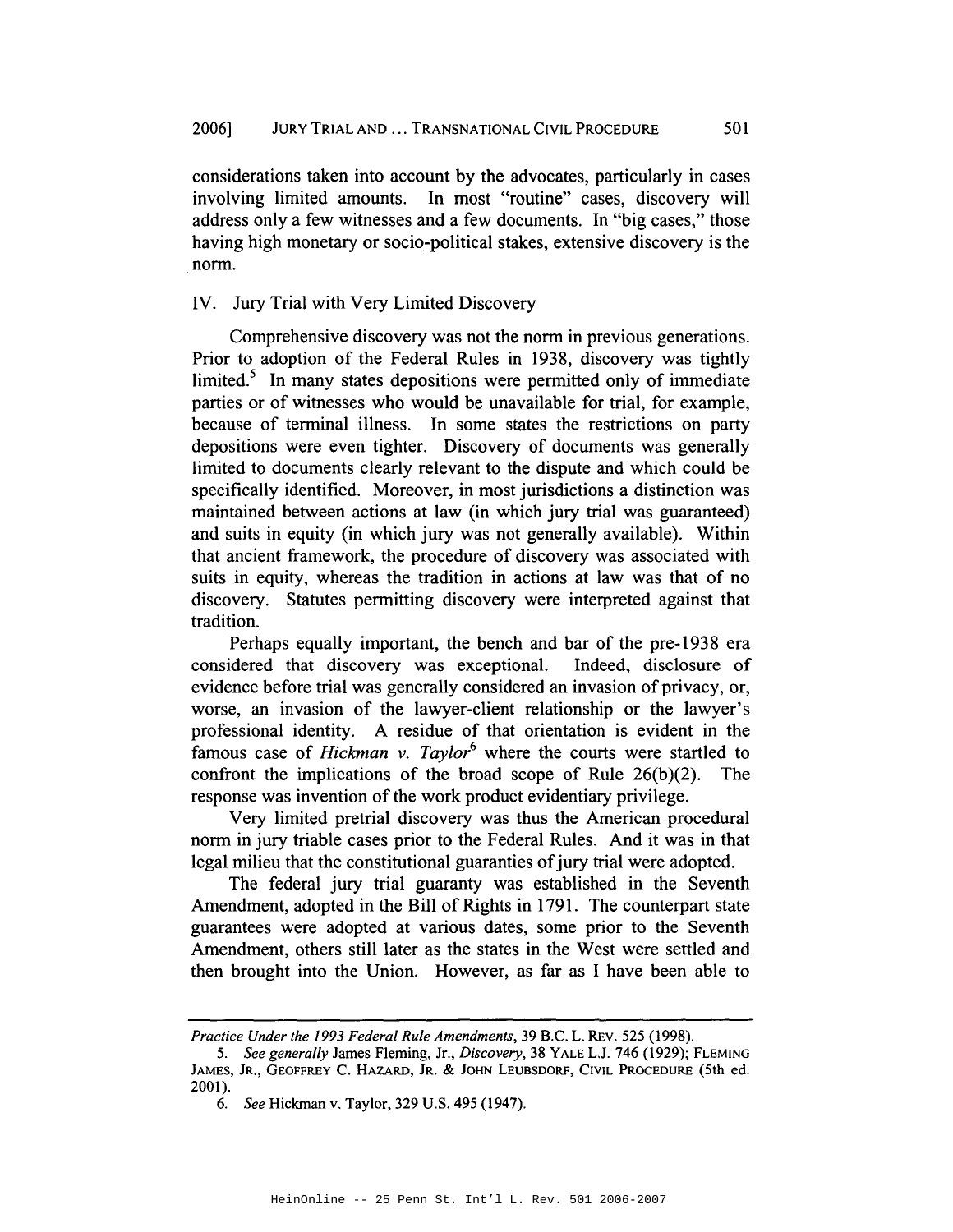considerations taken into account by the advocates, particularly in cases involving limited amounts. In most "routine" cases, discovery will address only a few witnesses and a few documents. In "big cases," those having high monetary or socio-political stakes, extensive discovery is the norm.

## IV. Jury Trial with Very Limited Discovery

Comprehensive discovery was not the norm in previous generations. Prior to adoption of the Federal Rules in 1938, discovery was tightly limited.[5] In many states depositions were permitted only of immediate parties or of witnesses who would be unavailable for trial, for example, because of terminal illness. In some states the restrictions on party depositions were even tighter. Discovery of documents was generally limited to documents clearly relevant to the dispute and which could be specifically identified. Moreover, in most jurisdictions a distinction was maintained between actions at law (in which jury trial was guaranteed) and suits in equity (in which jury was not generally available). Within that ancient framework, the procedure of discovery was associated with suits in equity, whereas the tradition in actions at law was that of no discovery. Statutes permitting discovery were interpreted against that tradition.

Perhaps equally important, the bench and bar of the pre-1938 era considered that discovery was exceptional. Indeed, disclosure of evidence before trial was generally considered an invasion of privacy, or, worse, an invasion of the lawyer-client relationship or the lawyer's professional identity. A residue of that orientation is evident in the famous case of *Hickman v. Taylor*[6] where the courts were startled to confront the implications of the broad scope of Rule 26(b)(2). The response was invention of the work product evidentiary privilege.

Very limited pretrial discovery was thus the American procedural norm in jury triable cases prior to the Federal Rules. And it was in that legal milieu that the constitutional guaranties of jury trial were adopted.

The federal jury trial guaranty was established in the Seventh Amendment, adopted in the Bill of Rights in 1791. The counterpart state guarantees were adopted at various dates, some prior to the Seventh Amendment, others still later as the states in the West were settled and then brought into the Union. However, as far as I have been able to

---

*Practice Under the 1993 Federal Rule Amendments*, 39 B.C. L. REV. 525 (1998).

5. *See generally* James Fleming, Jr., *Discovery*, 38 YALE L.J. 746 (1929); FLEMING JAMES, JR., GEOFFREY C. HAZARD, JR. & JOHN LEUBSDORF, CIVIL PROCEDURE (5th ed. 2001).

6. *See* Hickman v. Taylor, 329 U.S. 495 (1947).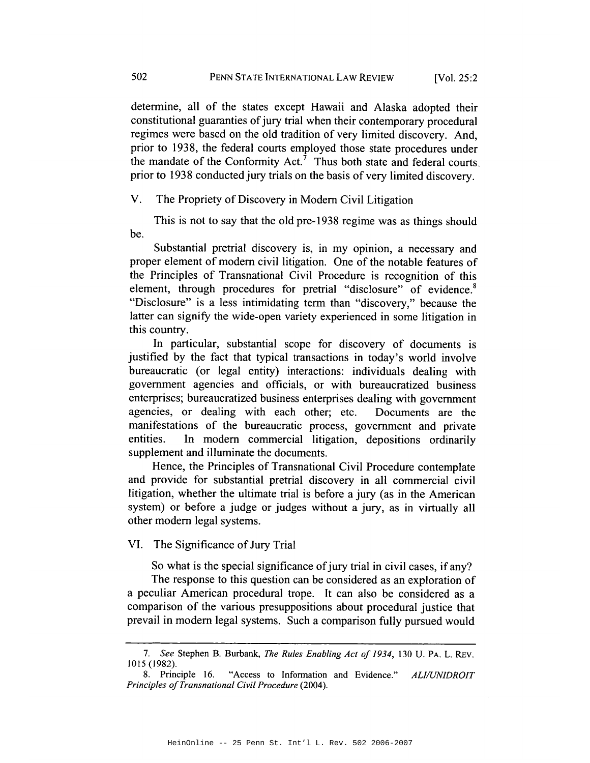determine, all of the states except Hawaii and Alaska adopted their constitutional guaranties of jury trial when their contemporary procedural regimes were based on the old tradition of very limited discovery. And, prior to 1938, the federal courts employed those state procedures under the mandate of the Conformity Act.[7] Thus both state and federal courts prior to 1938 conducted jury trials on the basis of very limited discovery.

## V. The Propriety of Discovery in Modern Civil Litigation

This is not to say that the old pre-1938 regime was as things should be.

Substantial pretrial discovery is, in my opinion, a necessary and proper element of modern civil litigation. One of the notable features of the Principles of Transnational Civil Procedure is recognition of this element, through procedures for pretrial "disclosure" of evidence.[8] "Disclosure" is a less intimidating term than "discovery," because the latter can signify the wide-open variety experienced in some litigation in this country.

In particular, substantial scope for discovery of documents is justified by the fact that typical transactions in today's world involve bureaucratic (or legal entity) interactions: individuals dealing with government agencies and officials, or with bureaucratized business enterprises; bureaucratized business enterprises dealing with government agencies, or dealing with each other; etc. Documents are the manifestations of the bureaucratic process, government and private entities. In modern commercial litigation, depositions ordinarily supplement and illuminate the documents.

Hence, the Principles of Transnational Civil Procedure contemplate and provide for substantial pretrial discovery in all commercial civil litigation, whether the ultimate trial is before a jury (as in the American system) or before a judge or judges without a jury, as in virtually all other modern legal systems.

## VI. The Significance of Jury Trial

So what is the special significance of jury trial in civil cases, if any?

The response to this question can be considered as an exploration of a peculiar American procedural trope. It can also be considered as a comparison of the various presuppositions about procedural justice that prevail in modern legal systems. Such a comparison fully pursued would

---

7. *See* Stephen B. Burbank, *The Rules Enabling Act of 1934*, 130 U. PA. L. REV. 1015 (1982).

8. Principle 16. "Access to Information and Evidence." *ALI/UNIDROIT Principles of Transnational Civil Procedure* (2004).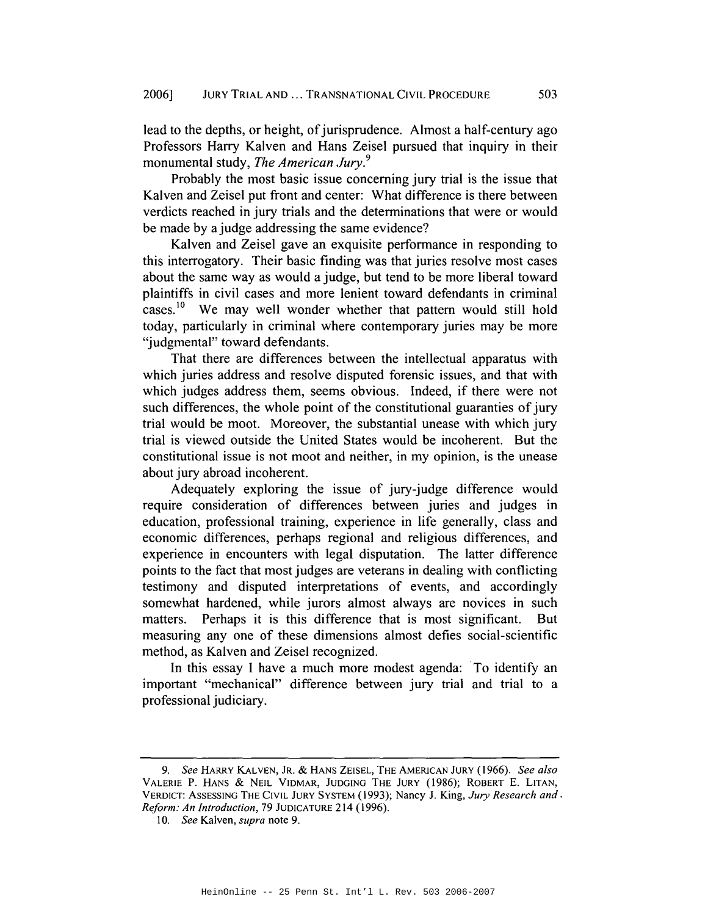lead to the depths, or height, of jurisprudence. Almost a half-century ago Professors Harry Kalven and Hans Zeisel pursued that inquiry in their monumental study, *The American Jury*.[9]

Probably the most basic issue concerning jury trial is the issue that Kalven and Zeisel put front and center: What difference is there between verdicts reached in jury trials and the determinations that were or would be made by a judge addressing the same evidence?

Kalven and Zeisel gave an exquisite performance in responding to this interrogatory. Their basic finding was that juries resolve most cases about the same way as would a judge, but tend to be more liberal toward plaintiffs in civil cases and more lenient toward defendants in criminal cases.[10] We may well wonder whether that pattern would still hold today, particularly in criminal where contemporary juries may be more "judgmental" toward defendants.

That there are differences between the intellectual apparatus with which juries address and resolve disputed forensic issues, and that with which judges address them, seems obvious. Indeed, if there were not such differences, the whole point of the constitutional guaranties of jury trial would be moot. Moreover, the substantial unease with which jury trial is viewed outside the United States would be incoherent. But the constitutional issue is not moot and neither, in my opinion, is the unease about jury abroad incoherent.

Adequately exploring the issue of jury-judge difference would require consideration of differences between juries and judges in education, professional training, experience in life generally, class and economic differences, perhaps regional and religious differences, and experience in encounters with legal disputation. The latter difference points to the fact that most judges are veterans in dealing with conflicting testimony and disputed interpretations of events, and accordingly somewhat hardened, while jurors almost always are novices in such matters. Perhaps it is this difference that is most significant. But measuring any one of these dimensions almost defies social-scientific method, as Kalven and Zeisel recognized.

In this essay I have a much more modest agenda: To identify an important "mechanical" difference between jury trial and trial to a professional judiciary.

---

9. *See* HARRY KALVEN, JR. & HANS ZEISEL, THE AMERICAN JURY (1966). *See also* VALERIE P. HANS & NEIL VIDMAR, JUDGING THE JURY (1986); ROBERT E. LITAN, VERDICT: ASSESSING THE CIVIL JURY SYSTEM (1993); Nancy J. King, *Jury Research and Reform: An Introduction*, 79 JUDICATURE 214 (1996).

10. *See* Kalven, *supra* note 9.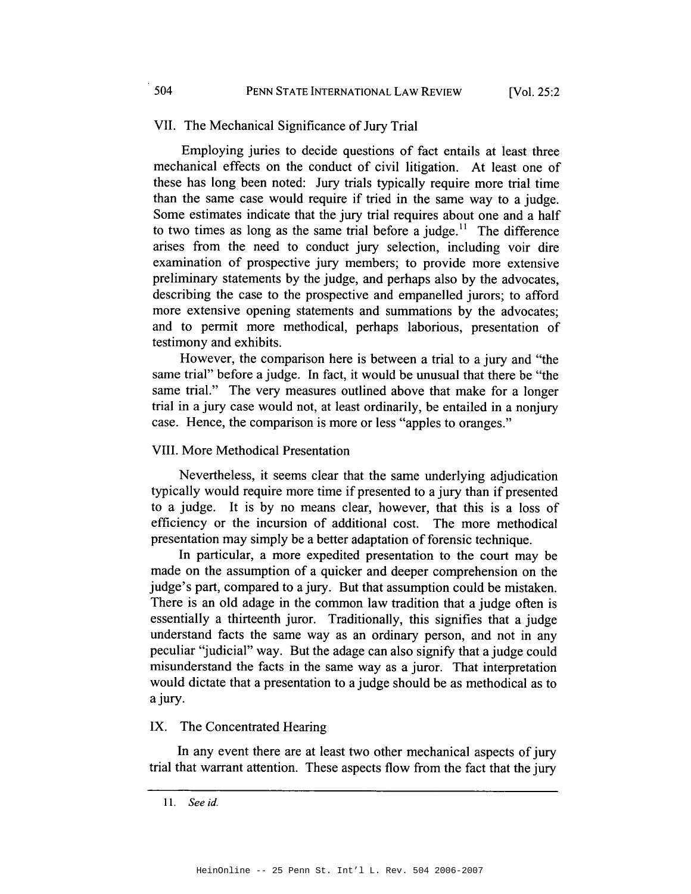## VII. The Mechanical Significance of Jury Trial

Employing juries to decide questions of fact entails at least three mechanical effects on the conduct of civil litigation. At least one of these has long been noted: Jury trials typically require more trial time than the same case would require if tried in the same way to a judge. Some estimates indicate that the jury trial requires about one and a half to two times as long as the same trial before a judge.[11] The difference arises from the need to conduct jury selection, including voir dire examination of prospective jury members; to provide more extensive preliminary statements by the judge, and perhaps also by the advocates, describing the case to the prospective and empanelled jurors; to afford more extensive opening statements and summations by the advocates; and to permit more methodical, perhaps laborious, presentation of testimony and exhibits.

However, the comparison here is between a trial to a jury and "the same trial" before a judge. In fact, it would be unusual that there be "the same trial." The very measures outlined above that make for a longer trial in a jury case would not, at least ordinarily, be entailed in a nonjury case. Hence, the comparison is more or less "apples to oranges."

## VIII. More Methodical Presentation

Nevertheless, it seems clear that the same underlying adjudication typically would require more time if presented to a jury than if presented to a judge. It is by no means clear, however, that this is a loss of efficiency or the incursion of additional cost. The more methodical presentation may simply be a better adaptation of forensic technique.

In particular, a more expedited presentation to the court may be made on the assumption of a quicker and deeper comprehension on the judge's part, compared to a jury. But that assumption could be mistaken. There is an old adage in the common law tradition that a judge often is essentially a thirteenth juror. Traditionally, this signifies that a judge understand facts the same way as an ordinary person, and not in any peculiar "judicial" way. But the adage can also signify that a judge could misunderstand the facts in the same way as a juror. That interpretation would dictate that a presentation to a judge should be as methodical as to a jury.

## IX. The Concentrated Hearing

In any event there are at least two other mechanical aspects of jury trial that warrant attention. These aspects flow from the fact that the jury

---

11. *See id.*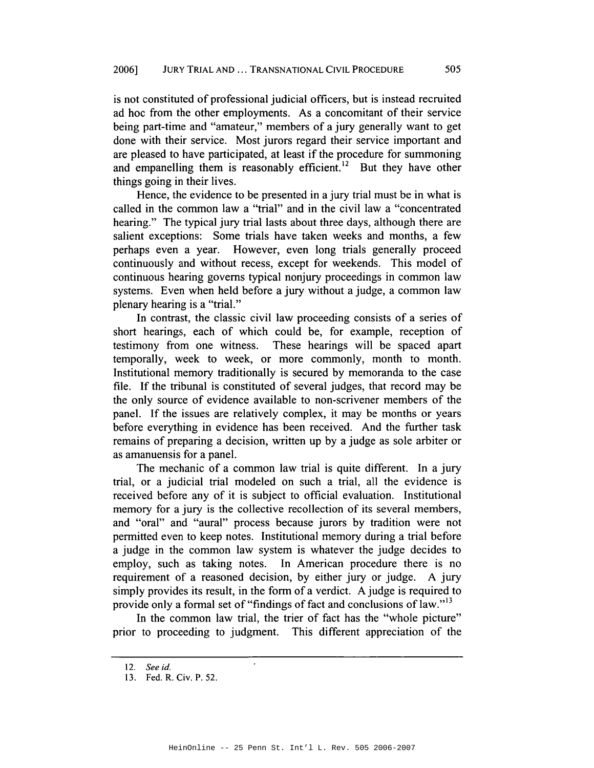is not constituted of professional judicial officers, but is instead recruited ad hoc from the other employments. As a concomitant of their service being part-time and "amateur," members of a jury generally want to get done with their service. Most jurors regard their service important and are pleased to have participated, at least if the procedure for summoning and empanelling them is reasonably efficient.[12] But they have other things going in their lives.

Hence, the evidence to be presented in a jury trial must be in what is called in the common law a "trial" and in the civil law a "concentrated hearing." The typical jury trial lasts about three days, although there are salient exceptions: Some trials have taken weeks and months, a few perhaps even a year. However, even long trials generally proceed continuously and without recess, except for weekends. This model of continuous hearing governs typical nonjury proceedings in common law systems. Even when held before a jury without a judge, a common law plenary hearing is a "trial."

In contrast, the classic civil law proceeding consists of a series of short hearings, each of which could be, for example, reception of testimony from one witness. These hearings will be spaced apart temporally, week to week, or more commonly, month to month. Institutional memory traditionally is secured by memoranda to the case file. If the tribunal is constituted of several judges, that record may be the only source of evidence available to non-scrivener members of the panel. If the issues are relatively complex, it may be months or years before everything in evidence has been received. And the further task remains of preparing a decision, written up by a judge as sole arbiter or as amanuensis for a panel.

The mechanic of a common law trial is quite different. In a jury trial, or a judicial trial modeled on such a trial, all the evidence is received before any of it is subject to official evaluation. Institutional memory for a jury is the collective recollection of its several members, and "oral" and "aural" process because jurors by tradition were not permitted even to keep notes. Institutional memory during a trial before a judge in the common law system is whatever the judge decides to employ, such as taking notes. In American procedure there is no requirement of a reasoned decision, by either jury or judge. A jury simply provides its result, in the form of a verdict. A judge is required to provide only a formal set of "findings of fact and conclusions of law."[13]

In the common law trial, the trier of fact has the "whole picture" prior to proceeding to judgment. This different appreciation of the

---

12. *See id.*

13. Fed. R. Civ. P. 52.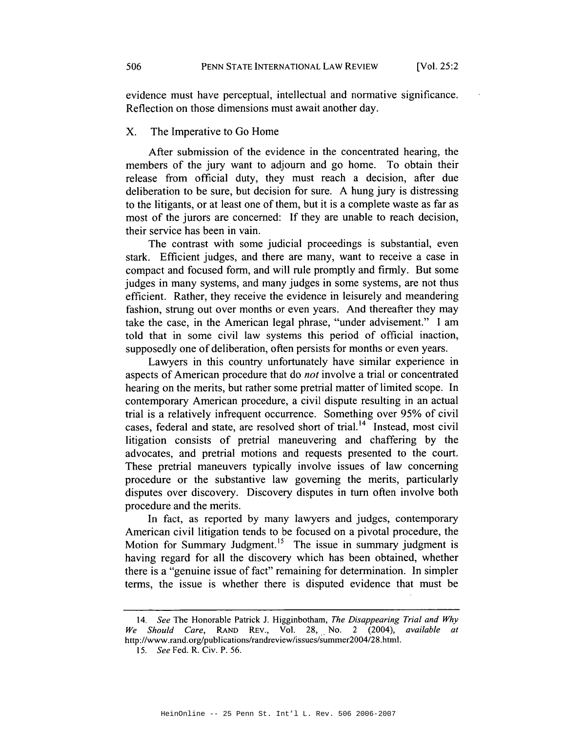evidence must have perceptual, intellectual and normative significance. Reflection on those dimensions must await another day.

## X. The Imperative to Go Home

After submission of the evidence in the concentrated hearing, the members of the jury want to adjourn and go home. To obtain their release from official duty, they must reach a decision, after due deliberation to be sure, but decision for sure. A hung jury is distressing to the litigants, or at least one of them, but it is a complete waste as far as most of the jurors are concerned: If they are unable to reach decision, their service has been in vain.

The contrast with some judicial proceedings is substantial, even stark. Efficient judges, and there are many, want to receive a case in compact and focused form, and will rule promptly and firmly. But some judges in many systems, and many judges in some systems, are not thus efficient. Rather, they receive the evidence in leisurely and meandering fashion, strung out over months or even years. And thereafter they may take the case, in the American legal phrase, "under advisement." I am told that in some civil law systems this period of official inaction, supposedly one of deliberation, often persists for months or even years.

Lawyers in this country unfortunately have similar experience in aspects of American procedure that do *not* involve a trial or concentrated hearing on the merits, but rather some pretrial matter of limited scope. In contemporary American procedure, a civil dispute resulting in an actual trial is a relatively infrequent occurrence. Something over 95% of civil cases, federal and state, are resolved short of trial.[14] Instead, most civil litigation consists of pretrial maneuvering and chaffering by the advocates, and pretrial motions and requests presented to the court. These pretrial maneuvers typically involve issues of law concerning procedure or the substantive law governing the merits, particularly disputes over discovery. Discovery disputes in turn often involve both procedure and the merits.

In fact, as reported by many lawyers and judges, contemporary American civil litigation tends to be focused on a pivotal procedure, the Motion for Summary Judgment.[15] The issue in summary judgment is having regard for all the discovery which has been obtained, whether there is a "genuine issue of fact" remaining for determination. In simpler terms, the issue is whether there is disputed evidence that must be

---

14. *See* The Honorable Patrick J. Higginbotham, *The Disappearing Trial and Why We Should Care*, RAND REV., Vol. 28, No. 2 (2004), *available at* http://www.rand.org/publications/randreview/issues/summer2004/28.html.

15. *See* Fed. R. Civ. P. 56.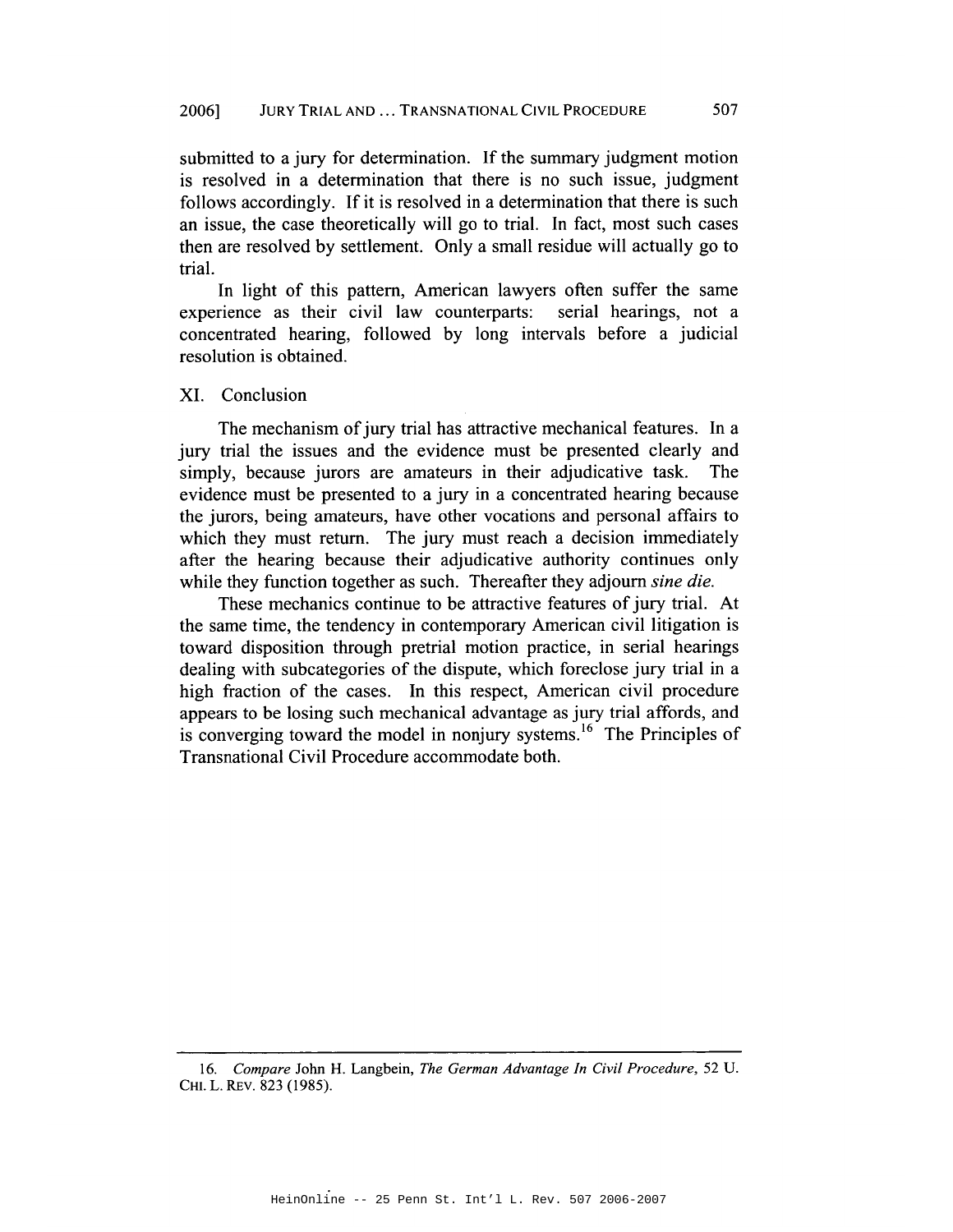submitted to a jury for determination. If the summary judgment motion is resolved in a determination that there is no such issue, judgment follows accordingly. If it is resolved in a determination that there is such an issue, the case theoretically will go to trial. In fact, most such cases then are resolved by settlement. Only a small residue will actually go to trial.

In light of this pattern, American lawyers often suffer the same experience as their civil law counterparts: serial hearings, not a concentrated hearing, followed by long intervals before a judicial resolution is obtained.

## XI. Conclusion

The mechanism of jury trial has attractive mechanical features. In a jury trial the issues and the evidence must be presented clearly and simply, because jurors are amateurs in their adjudicative task. The evidence must be presented to a jury in a concentrated hearing because the jurors, being amateurs, have other vocations and personal affairs to which they must return. The jury must reach a decision immediately after the hearing because their adjudicative authority continues only while they function together as such. Thereafter they adjourn *sine die.*

These mechanics continue to be attractive features of jury trial. At the same time, the tendency in contemporary American civil litigation is toward disposition through pretrial motion practice, in serial hearings dealing with subcategories of the dispute, which foreclose jury trial in a high fraction of the cases. In this respect, American civil procedure appears to be losing such mechanical advantage as jury trial affords, and is converging toward the model in nonjury systems.[16] The Principles of Transnational Civil Procedure accommodate both.

---

16. *Compare* John H. Langbein, *The German Advantage In Civil Procedure*, 52 U. CHI. L. REV. 823 (1985).